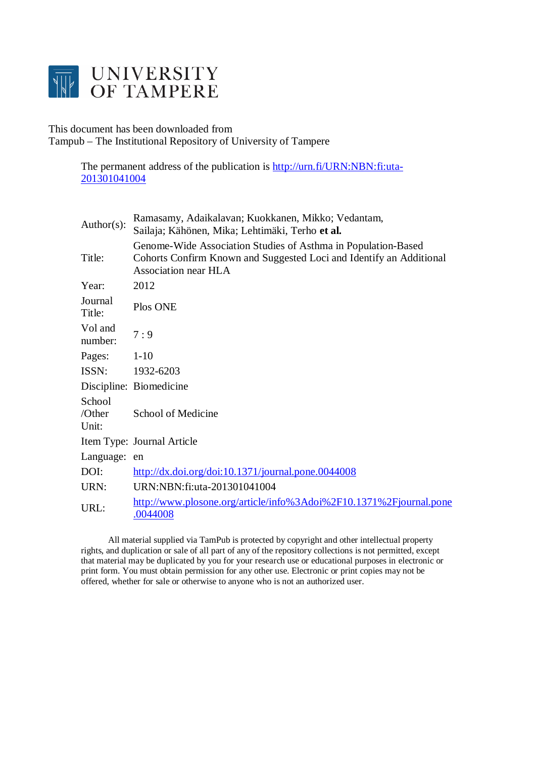UNIVERSITY OF TAMPERE

This document has been downloaded from
Tampub – The Institutional Repository of University of Tampere

The permanent address of the publication is http://urn.fi/URN:NBN:fi:uta-201301041004

| | |
|---|---|
| Author(s): | Ramasamy, Adaikalavan; Kuokkanen, Mikko; Vedantam, Sailaja; Kähönen, Mika; Lehtimäki, Terho **et al.** |
| Title: | Genome-Wide Association Studies of Asthma in Population-Based Cohorts Confirm Known and Suggested Loci and Identify an Additional Association near HLA |
| Year: | 2012 |
| Journal Title: | Plos ONE |
| Vol and number: | 7 : 9 |
| Pages: | 1-10 |
| ISSN: | 1932-6203 |
| Discipline: | Biomedicine |
| School /Other Unit: | School of Medicine |
| Item Type: | Journal Article |
| Language: | en |
| DOI: | http://dx.doi.org/doi:10.1371/journal.pone.0044008 |
| URN: | URN:NBN:fi:uta-201301041004 |
| URL: | http://www.plosone.org/article/info%3Adoi%2F10.1371%2Fjournal.pone.0044008 |

All material supplied via TamPub is protected by copyright and other intellectual property rights, and duplication or sale of all part of any of the repository collections is not permitted, except that material may be duplicated by you for your research use or educational purposes in electronic or print form. You must obtain permission for any other use. Electronic or print copies may not be offered, whether for sale or otherwise to anyone who is not an authorized user.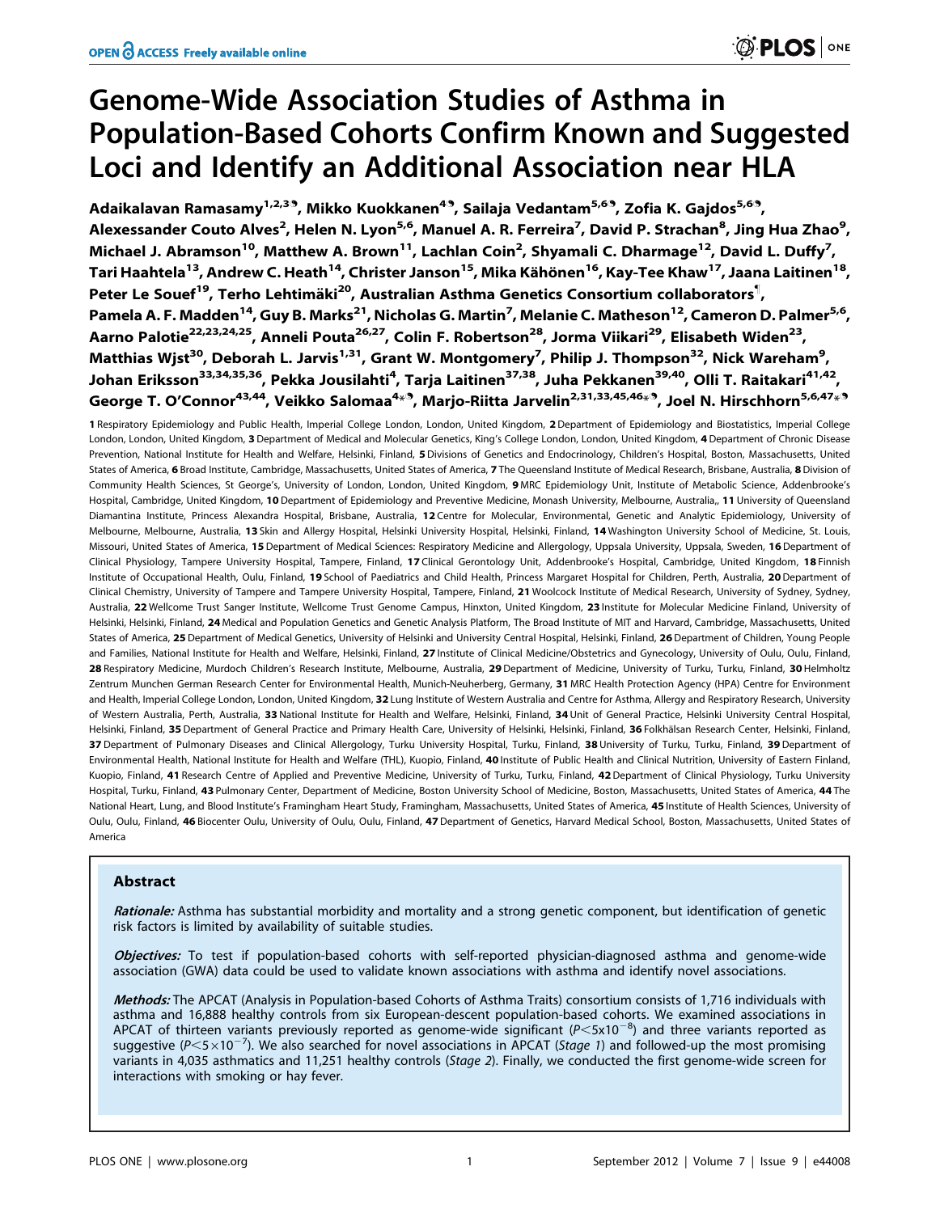# Genome-Wide Association Studies of Asthma in Population-Based Cohorts Confirm Known and Suggested Loci and Identify an Additional Association near HLA

**Adaikalavan Ramasamy[1,2,3¶], Mikko Kuokkanen[4¶], Sailaja Vedantam[5,6¶], Zofia K. Gajdos[5,6¶], Alexessander Couto Alves[2], Helen N. Lyon[5,6], Manuel A. R. Ferreira[7], David P. Strachan[8], Jing Hua Zhao[9], Michael J. Abramson[10], Matthew A. Brown[11], Lachlan Coin[2], Shyamali C. Dharmage[12], David L. Duffy[7], Tari Haahtela[13], Andrew C. Heath[14], Christer Janson[15], Mika Kähönen[16], Kay-Tee Khaw[17], Jaana Laitinen[18], Peter Le Souef[19], Terho Lehtimäki[20], Australian Asthma Genetics Consortium collaborators[¶], Pamela A. F. Madden[14], Guy B. Marks[21], Nicholas G. Martin[7], Melanie C. Matheson[12], Cameron D. Palmer[5,6], Aarno Palotie[22,23,24,25], Anneli Pouta[26,27], Colin F. Robertson[28], Jorma Viikari[29], Elisabeth Widen[23], Matthias Wjst[30], Deborah L. Jarvis[1,31], Grant W. Montgomery[7], Philip J. Thompson[32], Nick Wareham[9], Johan Eriksson[33,34,35,36], Pekka Jousilahti[4], Tarja Laitinen[37,38], Juha Pekkanen[39,40], Olli T. Raitakari[41,42], George T. O'Connor[43,44], Veikko Salomaa[4*¶], Marjo-Riitta Jarvelin[2,31,33,45,46*¶], Joel N. Hirschhorn[5,6,47*¶]**

**1** Respiratory Epidemiology and Public Health, Imperial College London, London, United Kingdom, **2** Department of Epidemiology and Biostatistics, Imperial College London, London, United Kingdom, **3** Department of Medical and Molecular Genetics, King's College London, London, United Kingdom, **4** Department of Chronic Disease Prevention, National Institute for Health and Welfare, Helsinki, Finland, **5** Divisions of Genetics and Endocrinology, Children's Hospital, Boston, Massachusetts, United States of America, **6** Broad Institute, Cambridge, Massachusetts, United States of America, **7** The Queensland Institute of Medical Research, Brisbane, Australia, **8** Division of Community Health Sciences, St George's, University of London, London, United Kingdom, **9** MRC Epidemiology Unit, Institute of Metabolic Science, Addenbrooke's Hospital, Cambridge, United Kingdom, **10** Department of Epidemiology and Preventive Medicine, Monash University, Melbourne, Australia,, **11** University of Queensland Diamantina Institute, Princess Alexandra Hospital, Brisbane, Australia, **12** Centre for Molecular, Environmental, Genetic and Analytic Epidemiology, University of Melbourne, Melbourne, Australia, **13** Skin and Allergy Hospital, Helsinki University Hospital, Helsinki, Finland, **14** Washington University School of Medicine, St. Louis, Missouri, United States of America, **15** Department of Medical Sciences: Respiratory Medicine and Allergology, Uppsala University, Uppsala, Sweden, **16** Department of Clinical Physiology, Tampere University Hospital, Tampere, Finland, **17** Clinical Gerontology Unit, Addenbrooke's Hospital, Cambridge, United Kingdom, **18** Finnish Institute of Occupational Health, Oulu, Finland, **19** School of Paediatrics and Child Health, Princess Margaret Hospital for Children, Perth, Australia, **20** Department of Clinical Chemistry, University of Tampere and Tampere University Hospital, Tampere, Finland, **21** Woolcock Institute of Medical Research, University of Sydney, Sydney, Australia, **22** Wellcome Trust Sanger Institute, Wellcome Trust Genome Campus, Hinxton, United Kingdom, **23** Institute for Molecular Medicine Finland, University of Helsinki, Helsinki, Finland, **24** Medical and Population Genetics and Genetic Analysis Platform, The Broad Institute of MIT and Harvard, Cambridge, Massachusetts, United States of America, **25** Department of Medical Genetics, University of Helsinki and University Central Hospital, Helsinki, Finland, **26** Department of Children, Young People and Families, National Institute for Health and Welfare, Helsinki, Finland, **27** Institute of Clinical Medicine/Obstetrics and Gynecology, University of Oulu, Oulu, Finland, **28** Respiratory Medicine, Murdoch Children's Research Institute, Melbourne, Australia, **29** Department of Medicine, University of Turku, Turku, Finland, **30** Helmholtz Zentrum Munchen German Research Center for Environmental Health, Munich-Neuherberg, Germany, **31** MRC Health Protection Agency (HPA) Centre for Environment and Health, Imperial College London, London, United Kingdom, **32** Lung Institute of Western Australia and Centre for Asthma, Allergy and Respiratory Research, University of Western Australia, Perth, Australia, **33** National Institute for Health and Welfare, Helsinki, Finland, **34** Unit of General Practice, Helsinki University Central Hospital, Helsinki, Finland, **35** Department of General Practice and Primary Health Care, University of Helsinki, Helsinki, Finland, **36** Folkhälsan Research Center, Helsinki, Finland, **37** Department of Pulmonary Diseases and Clinical Allergology, Turku University Hospital, Turku, Finland, **38** University of Turku, Turku, Finland, **39** Department of Environmental Health, National Institute for Health and Welfare (THL), Kuopio, Finland, **40** Institute of Public Health and Clinical Nutrition, University of Eastern Finland, Kuopio, Finland, **41** Research Centre of Applied and Preventive Medicine, University of Turku, Turku, Finland, **42** Department of Clinical Physiology, Turku University Hospital, Turku, Finland, **43** Pulmonary Center, Department of Medicine, Boston University School of Medicine, Boston, Massachusetts, United States of America, **44** The National Heart, Lung, and Blood Institute's Framingham Heart Study, Framingham, Massachusetts, United States of America, **45** Institute of Health Sciences, University of Oulu, Oulu, Finland, **46** Biocenter Oulu, University of Oulu, Oulu, Finland, **47** Department of Genetics, Harvard Medical School, Boston, Massachusetts, United States of America

## Abstract

***Rationale:*** Asthma has substantial morbidity and mortality and a strong genetic component, but identification of genetic risk factors is limited by availability of suitable studies.

***Objectives:*** To test if population-based cohorts with self-reported physician-diagnosed asthma and genome-wide association (GWA) data could be used to validate known associations with asthma and identify novel associations.

***Methods:*** The APCAT (Analysis in Population-based Cohorts of Asthma Traits) consortium consists of 1,716 individuals with asthma and 16,888 healthy controls from six European-descent population-based cohorts. We examined associations in APCAT of thirteen variants previously reported as genome-wide significant ($P<5\text{x}10^{-8}$) and three variants reported as suggestive ($P<5\times10^{-7}$). We also searched for novel associations in APCAT (*Stage 1*) and followed-up the most promising variants in 4,035 asthmatics and 11,251 healthy controls (*Stage 2*). Finally, we conducted the first genome-wide screen for interactions with smoking or hay fever.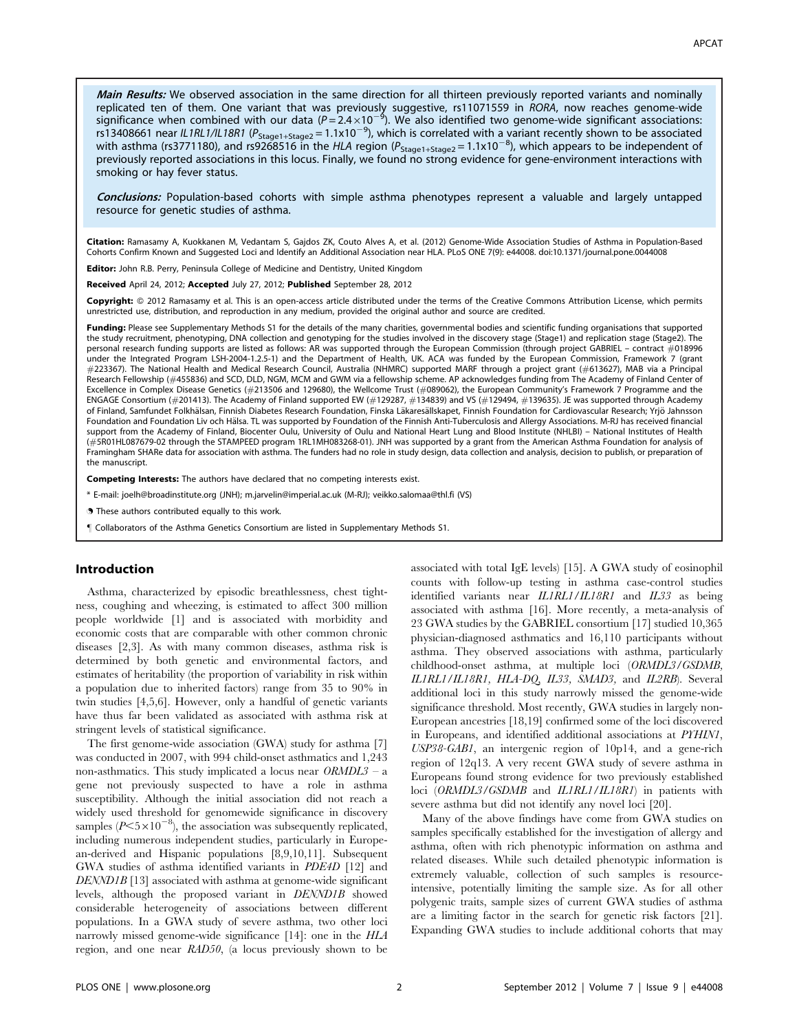***Main Results:*** We observed association in the same direction for all thirteen previously reported variants and nominally replicated ten of them. One variant that was previously suggestive, rs11071559 in *RORA*, now reaches genome-wide significance when combined with our data ($P = 2.4\times10^{-9}$). We also identified two genome-wide significant associations: rs13408661 near *IL1RL1/IL18R1* ($P_{Stage1+Stage2} = 1.1x10^{-9}$), which is correlated with a variant recently shown to be associated with asthma (rs3771180), and rs9268516 in the *HLA* region ($P_{Stage1+Stage2} = 1.1x10^{-8}$), which appears to be independent of previously reported associations in this locus. Finally, we found no strong evidence for gene-environment interactions with smoking or hay fever status.

***Conclusions:*** Population-based cohorts with simple asthma phenotypes represent a valuable and largely untapped resource for genetic studies of asthma.

**Citation:** Ramasamy A, Kuokkanen M, Vedantam S, Gajdos ZK, Couto Alves A, et al. (2012) Genome-Wide Association Studies of Asthma in Population-Based Cohorts Confirm Known and Suggested Loci and Identify an Additional Association near HLA. PLoS ONE 7(9): e44008. doi:10.1371/journal.pone.0044008

**Editor:** John R.B. Perry, Peninsula College of Medicine and Dentistry, United Kingdom

**Received** April 24, 2012; **Accepted** July 27, 2012; **Published** September 28, 2012

**Copyright:** © 2012 Ramasamy et al. This is an open-access article distributed under the terms of the Creative Commons Attribution License, which permits unrestricted use, distribution, and reproduction in any medium, provided the original author and source are credited.

**Funding:** Please see Supplementary Methods S1 for the details of the many charities, governmental bodies and scientific funding organisations that supported the study recruitment, phenotyping, DNA collection and genotyping for the studies involved in the discovery stage (Stage1) and replication stage (Stage2). The personal research funding supports are listed as follows: AR was supported through the European Commission (through project GABRIEL – contract #018996 under the Integrated Program LSH-2004-1.2.5-1) and the Department of Health, UK. ACA was funded by the European Commission, Framework 7 (grant #223367). The National Health and Medical Research Council, Australia (NHMRC) supported MARF through a project grant (#613627), MAB via a Principal Research Fellowship (#455836) and SCD, DLD, NGM, MCM and GWM via a fellowship scheme. AP acknowledges funding from The Academy of Finland Center of Excellence in Complex Disease Genetics (#213506 and 129680), the Wellcome Trust (#089062), the European Community's Framework 7 Programme and the ENGAGE Consortium (#201413). The Academy of Finland supported EW (#129287, #134839) and VS (#129494, #139635). JE was supported through Academy of Finland, Samfundet Folkhälsan, Finnish Diabetes Research Foundation, Finska Läkaresällskapet, Finnish Foundation for Cardiovascular Research; Yrjö Jahnsson Foundation and Foundation Liv och Hälsa. TL was supported by Foundation of the Finnish Anti-Tuberculosis and Allergy Associations. M-RJ has received financial support from the Academy of Finland, Biocenter Oulu, University of Oulu and National Heart Lung and Blood Institute (NHLBI) – National Institutes of Health (#5R01HL087679-02 through the STAMPEED program 1RL1MH083268-01). JNH was supported by a grant from the American Asthma Foundation for analysis of Framingham SHARe data for association with asthma. The funders had no role in study design, data collection and analysis, decision to publish, or preparation of the manuscript.

**Competing Interests:** The authors have declared that no competing interests exist.

\* E-mail: joelh@broadinstitute.org (JNH); m.jarvelin@imperial.ac.uk (M-RJ); veikko.salomaa@thl.fi (VS)

These authors contributed equally to this work.

¶ Collaborators of the Asthma Genetics Consortium are listed in Supplementary Methods S1.

## Introduction

Asthma, characterized by episodic breathlessness, chest tightness, coughing and wheezing, is estimated to affect 300 million people worldwide [1] and is associated with morbidity and economic costs that are comparable with other common chronic diseases [2,3]. As with many common diseases, asthma risk is determined by both genetic and environmental factors, and estimates of heritability (the proportion of variability in risk within a population due to inherited factors) range from 35 to 90% in twin studies [4,5,6]. However, only a handful of genetic variants have thus far been validated as associated with asthma risk at stringent levels of statistical significance.

The first genome-wide association (GWA) study for asthma [7] was conducted in 2007, with 994 child-onset asthmatics and 1,243 non-asthmatics. This study implicated a locus near *ORMDL3* – a gene not previously suspected to have a role in asthma susceptibility. Although the initial association did not reach a widely used threshold for genomewide significance in discovery samples ($P<5\times10^{-8}$), the association was subsequently replicated, including numerous independent studies, particularly in European-derived and Hispanic populations [8,9,10,11]. Subsequent GWA studies of asthma identified variants in *PDE4D* [12] and *DENND1B* [13] associated with asthma at genome-wide significant levels, although the proposed variant in *DENND1B* showed considerable heterogeneity of associations between different populations. In a GWA study of severe asthma, two other loci narrowly missed genome-wide significance [14]: one in the *HLA* region, and one near *RAD50*, (a locus previously shown to be associated with total IgE levels) [15]. A GWA study of eosinophil counts with follow-up testing in asthma case-control studies identified variants near *IL1RL1/IL18R1* and *IL33* as being associated with asthma [16]. More recently, a meta-analysis of 23 GWA studies by the GABRIEL consortium [17] studied 10,365 physician-diagnosed asthmatics and 16,110 participants without asthma. They observed associations with asthma, particularly childhood-onset asthma, at multiple loci (*ORMDL3/GSDMB, IL1RL1/IL18R1, HLA-DQ, IL33, SMAD3*, and *IL2RB*). Several additional loci in this study narrowly missed the genome-wide significance threshold. Most recently, GWA studies in largely non-European ancestries [18,19] confirmed some of the loci discovered in Europeans, and identified additional associations at *PYHIN1, USP38-GAB1*, an intergenic region of 10p14, and a gene-rich region of 12q13. A very recent GWA study of severe asthma in Europeans found strong evidence for two previously established loci (*ORMDL3/GSDMB* and *IL1RL1/IL18R1*) in patients with severe asthma but did not identify any novel loci [20].

Many of the above findings have come from GWA studies on samples specifically established for the investigation of allergy and asthma, often with rich phenotypic information on asthma and related diseases. While such detailed phenotypic information is extremely valuable, collection of such samples is resource-intensive, potentially limiting the sample size. As for all other polygenic traits, sample sizes of current GWA studies of asthma are a limiting factor in the search for genetic risk factors [21]. Expanding GWA studies to include additional cohorts that may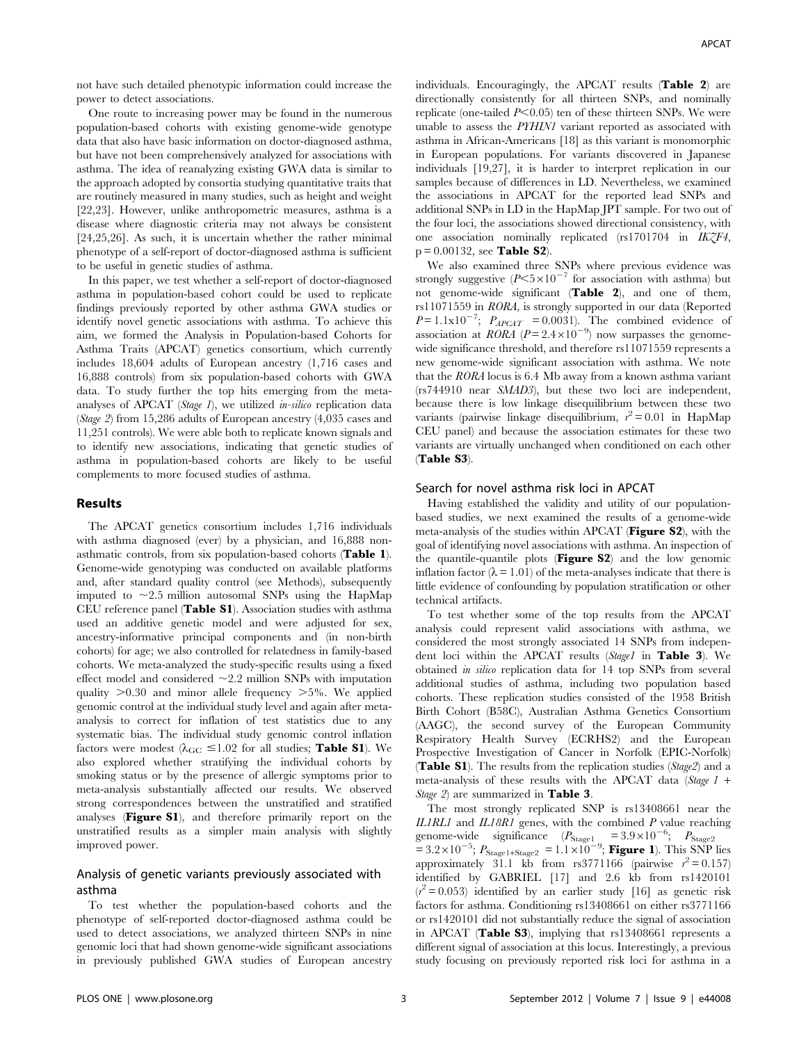not have such detailed phenotypic information could increase the power to detect associations.

One route to increasing power may be found in the numerous population-based cohorts with existing genome-wide genotype data that also have basic information on doctor-diagnosed asthma, but have not been comprehensively analyzed for associations with asthma. The idea of reanalyzing existing GWA data is similar to the approach adopted by consortia studying quantitative traits that are routinely measured in many studies, such as height and weight [22,23]. However, unlike anthropometric measures, asthma is a disease where diagnostic criteria may not always be consistent [24,25,26]. As such, it is uncertain whether the rather minimal phenotype of a self-report of doctor-diagnosed asthma is sufficient to be useful in genetic studies of asthma.

In this paper, we test whether a self-report of doctor-diagnosed asthma in population-based cohort could be used to replicate findings previously reported by other asthma GWA studies or identify novel genetic associations with asthma. To achieve this aim, we formed the Analysis in Population-based Cohorts for Asthma Traits (APCAT) genetics consortium, which currently includes 18,604 adults of European ancestry (1,716 cases and 16,888 controls) from six population-based cohorts with GWA data. To study further the top hits emerging from the meta-analyses of APCAT (*Stage 1*), we utilized *in-silico* replication data (*Stage 2*) from 15,286 adults of European ancestry (4,035 cases and 11,251 controls). We were able both to replicate known signals and to identify new associations, indicating that genetic studies of asthma in population-based cohorts are likely to be useful complements to more focused studies of asthma.

## Results

The APCAT genetics consortium includes 1,716 individuals with asthma diagnosed (ever) by a physician, and 16,888 non-asthmatic controls, from six population-based cohorts (**Table 1**). Genome-wide genotyping was conducted on available platforms and, after standard quality control (see Methods), subsequently imputed to ~2.5 million autosomal SNPs using the HapMap CEU reference panel (**Table S1**). Association studies with asthma used an additive genetic model and were adjusted for sex, ancestry-informative principal components and (in non-birth cohorts) for age; we also controlled for relatedness in family-based cohorts. We meta-analyzed the study-specific results using a fixed effect model and considered ~2.2 million SNPs with imputation quality >0.30 and minor allele frequency >5%. We applied genomic control at the individual study level and again after meta-analysis to correct for inflation of test statistics due to any systematic bias. The individual study genomic control inflation factors were modest ($\lambda_{GC} \leq 1.02$ for all studies; **Table S1**). We also explored whether stratifying the individual cohorts by smoking status or by the presence of allergic symptoms prior to meta-analysis substantially affected our results. We observed strong correspondences between the unstratified and stratified analyses (**Figure S1**), and therefore primarily report on the unstratified results as a simpler main analysis with slightly improved power.

### Analysis of genetic variants previously associated with asthma

To test whether the population-based cohorts and the phenotype of self-reported doctor-diagnosed asthma could be used to detect associations, we analyzed thirteen SNPs in nine genomic loci that had shown genome-wide significant associations in previously published GWA studies of European ancestry individuals. Encouragingly, the APCAT results (**Table 2**) are directionally consistently for all thirteen SNPs, and nominally replicate (one-tailed $P<0.05$) ten of these thirteen SNPs. We were unable to assess the *PYHIN1* variant reported as associated with asthma in African-Americans [18] as this variant is monomorphic in European populations. For variants discovered in Japanese individuals [19,27], it is harder to interpret replication in our samples because of differences in LD. Nevertheless, we examined the associations in APCAT for the reported lead SNPs and additional SNPs in LD in the HapMap JPT sample. For two out of the four loci, the associations showed directional consistency, with one association nominally replicated (rs1701704 in *IKZF4*, $p = 0.00132$, see **Table S2**).

We also examined three SNPs where previous evidence was strongly suggestive ($P<5\times10^{-7}$ for association with asthma) but not genome-wide significant (**Table 2**), and one of them, rs11071559 in *RORA*, is strongly supported in our data (Reported $P=1.1\times10^{-7}$; $P_{APCAT} = 0.0031$). The combined evidence of association at *RORA* ($P=2.4\times10^{-9}$) now surpasses the genome-wide significance threshold, and therefore rs11071559 represents a new genome-wide significant association with asthma. We note that the *RORA* locus is 6.4 Mb away from a known asthma variant (rs744910 near *SMAD3*), but these two loci are independent, because there is low linkage disequilibrium between these two variants (pairwise linkage disequilibrium, $r^2=0.01$ in HapMap CEU panel) and because the association estimates for these two variants are virtually unchanged when conditioned on each other (**Table S3**).

### Search for novel asthma risk loci in APCAT

Having established the validity and utility of our population-based studies, we next examined the results of a genome-wide meta-analysis of the studies within APCAT (**Figure S2**), with the goal of identifying novel associations with asthma. An inspection of the quantile-quantile plots (**Figure S2**) and the low genomic inflation factor ($\lambda = 1.01$) of the meta-analyses indicate that there is little evidence of confounding by population stratification or other technical artifacts.

To test whether some of the top results from the APCAT analysis could represent valid associations with asthma, we considered the most strongly associated 14 SNPs from independent loci within the APCAT results (*Stage1* in **Table 3**). We obtained *in silico* replication data for 14 top SNPs from several additional studies of asthma, including two population based cohorts. These replication studies consisted of the 1958 British Birth Cohort (B58C), Australian Asthma Genetics Consortium (AAGC), the second survey of the European Community Respiratory Health Survey (ECRHS2) and the European Prospective Investigation of Cancer in Norfolk (EPIC-Norfolk) (**Table S1**). The results from the replication studies (*Stage2*) and a meta-analysis of these results with the APCAT data (*Stage 1 + Stage 2*) are summarized in **Table 3**.

The most strongly replicated SNP is rs13408661 near the *IL1RL1* and *IL18R1* genes, with the combined *P* value reaching genome-wide significance ($P_{\text{Stage1}} = 3.9\times10^{-6}$; $P_{\text{Stage2}} = 3.2\times10^{-5}$; $P_{\text{Stage1+Stage2}} = 1.1\times10^{-9}$; **Figure 1**). This SNP lies approximately 31.1 kb from rs3771166 (pairwise $r^2=0.157$) identified by GABRIEL [17] and 2.6 kb from rs1420101 ($r^2=0.053$) identified by an earlier study [16] as genetic risk factors for asthma. Conditioning rs13408661 on either rs3771166 or rs1420101 did not substantially reduce the signal of association in APCAT (**Table S3**), implying that rs13408661 represents a different signal of association at this locus. Interestingly, a previous study focusing on previously reported risk loci for asthma in a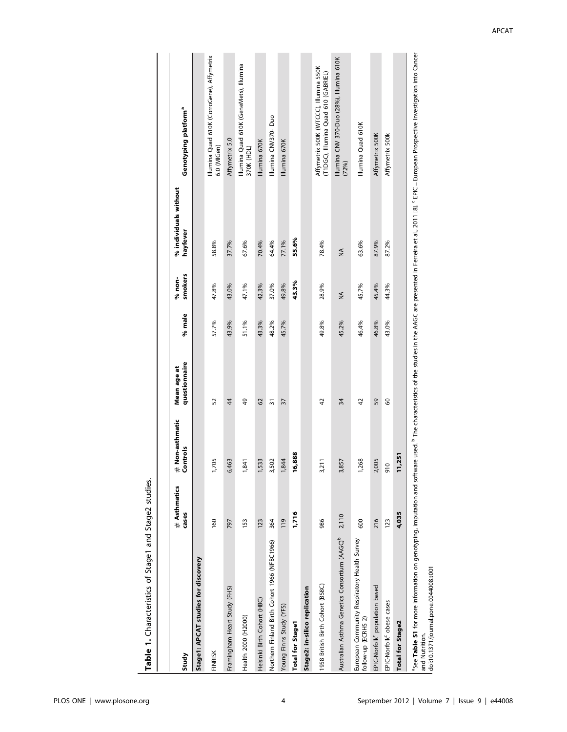**Table 1.** Characteristics of Stage1 and Stage2 studies.

| Study | # Asthmatics cases | # Non-asthmatic Controls | Mean age at questionnaire | % male | % non-smokers | % individuals without hayfever | Genotyping platform[a] |
|---|---|---|---|---|---|---|---|
| **Stage1: APCAT studies for discovery** | | | | | | | |
| FINRISK | 160 | 1,705 | 52 | 57.7% | 47.8% | 58.8% | Illumina Quad 610K (CorroGene), Affymetrix 6.0 (MIGen) |
| Framingham Heart Study (FHS) | 797 | 6,463 | 44 | 43.9% | 43.0% | 37.7% | Affymetrix 5.0 |
| Health 2000 (H2000) | 153 | 1,841 | 49 | 51.1% | 47.1% | 67.6% | Illumina Quad 610K (GeneMets), Illumina 370K (HDL) |
| Helsinki Birth Cohort (HBC) | 123 | 1,533 | 62 | 43.3% | 42.3% | 70.4% | Illumina 670K |
| Northern Finland Birth Cohort 1966 (NFBC1966) | 364 | 3,502 | 31 | 48.2% | 37.0% | 64.4% | Illumina CNV370- Duo |
| Young Finns Study (YFS) | 119 | 1,844 | 37 | 45.7% | 49.8% | 77.1% | Illumina 670K |
| **Total for Stage1** | **1,716** | **16,888** | | | **43.3%** | **55.6%** | |
| **Stage2: in-silico replication** | | | | | | | |
| 1958 British Birth Cohort (B58C) | 986 | 3,211 | 42 | 49.8% | 28.9% | 78.4% | Affymetrix 500K (WTCCC), Illumina 550K (T1DGC), Illumina Quad 610 (GABRIEL) |
| Australian Asthma Genetics Consortium (AAGC)[b] | 2,110 | 3,857 | 34 | 45.2% | NA | NA | Illumina CNV 370-Duo (28%), Illumina 610K (72%) |
| European Community Respiratory Health Survey follow-up (ECRHS 2) | 600 | 1,268 | 42 | 46.4% | 45.7% | 63.6% | Illumina Quad 610K |
| EPIC-Norfolk[c] population based | 216 | 2,005 | 59 | 46.8% | 45.4% | 87.9% | Affymetrix 500K |
| EPIC-Norfolk[c] obese cases | 123 | 910 | 60 | 43.0% | 44.3% | 87.2% | Affymetrix 500k |
| **Total for Stage2** | **4,035** | **11,251** | | | | | |

[a]See **Table S1** for more information on genotyping, imputation and software used. [b] The characteristics of the studies in the AAGC are presented in Ferreira et al., 2011 [8]. [c] EPIC = European Prospective Investigation into Cancer and Nutrition.

doi:10.1371/journal.pone.0044008.t001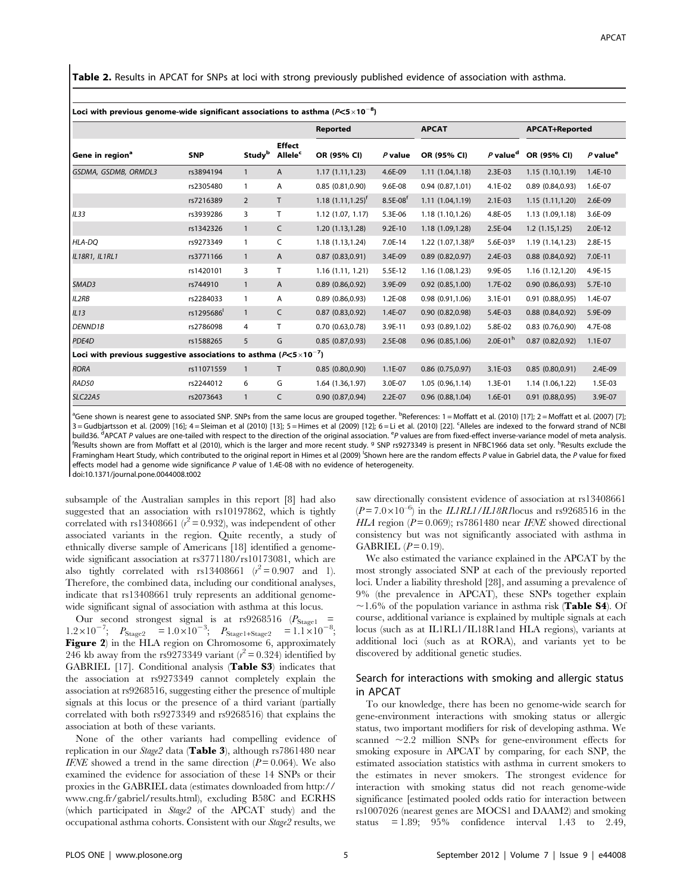**Table 2.** Results in APCAT for SNPs at loci with strong previously published evidence of association with asthma.

| Loci with previous genome-wide significant associations to asthma ($P<5\times10^{-8}$) | | | | | | | | | |
|---|---|---|---|---|---|---|---|---|---|
| | | | | Reported | | APCAT | | APCAT+Reported | |
| Gene in region[a] | SNP | Study[b] | Effect Allele[c] | OR (95% CI) | P value | OR (95% CI) | P value[d] | OR (95% CI) | P value[e] |
| GSDMA, GSDMB, ORMDL3 | rs3894194 | 1 | A | 1.17 (1.11,1.23) | 4.6E-09 | 1.11 (1.04,1.18) | 2.3E-03 | 1.15 (1.10,1.19) | 1.4E-10 |
| | rs2305480 | 1 | A | 0.85 (0.81,0.90) | 9.6E-08 | 0.94 (0.87,1.01) | 4.1E-02 | 0.89 (0.84,0.93) | 1.6E-07 |
| | rs7216389 | 2 | T | 1.18 (1.11,1.25)[f] | 8.5E-08[f] | 1.11 (1.04,1.19) | 2.1E-03 | 1.15 (1.11,1.20) | 2.6E-09 |
| IL33 | rs3939286 | 3 | T | 1.12 (1.07, 1.17) | 5.3E-06 | 1.18 (1.10,1.26) | 4.8E-05 | 1.13 (1.09,1.18) | 3.6E-09 |
| | rs1342326 | 1 | C | 1.20 (1.13,1.28) | 9.2E-10 | 1.18 (1.09,1.28) | 2.5E-04 | 1.2 (1.15,1.25) | 2.0E-12 |
| HLA-DQ | rs9273349 | 1 | C | 1.18 (1.13,1.24) | 7.0E-14 | 1.22 (1.07,1.38)[g] | 5.6E-03[g] | 1.19 (1.14,1.23) | 2.8E-15 |
| IL18R1, IL1RL1 | rs3771166 | 1 | A | 0.87 (0.83,0.91) | 3.4E-09 | 0.89 (0.82,0.97) | 2.4E-03 | 0.88 (0.84,0.92) | 7.0E-11 |
| | rs1420101 | 3 | T | 1.16 (1.11, 1.21) | 5.5E-12 | 1.16 (1.08,1.23) | 9.9E-05 | 1.16 (1.12,1.20) | 4.9E-15 |
| SMAD3 | rs744910 | 1 | A | 0.89 (0.86,0.92) | 3.9E-09 | 0.92 (0.85,1.00) | 1.7E-02 | 0.90 (0.86,0.93) | 5.7E-10 |
| IL2RB | rs2284033 | 1 | A | 0.89 (0.86,0.93) | 1.2E-08 | 0.98 (0.91,1.06) | 3.1E-01 | 0.91 (0.88,0.95) | 1.4E-07 |
| IL13 | rs1295686[i] | 1 | C | 0.87 (0.83,0.92) | 1.4E-07 | 0.90 (0.82,0.98) | 5.4E-03 | 0.88 (0.84,0.92) | 5.9E-09 |
| DENND1B | rs2786098 | 4 | T | 0.70 (0.63,0.78) | 3.9E-11 | 0.93 (0.89,1.02) | 5.8E-02 | 0.83 (0.76,0.90) | 4.7E-08 |
| PDE4D | rs1588265 | 5 | G | 0.85 (0.87,0.93) | 2.5E-08 | 0.96 (0.85,1.06) | 2.0E-01[h] | 0.87 (0.82,0.92) | 1.1E-07 |
| **Loci with previous suggestive associations to asthma ($P<5\times10^{-7}$)** | | | | | | | | | |
| RORA | rs11071559 | 1 | T | 0.85 (0.80,0.90) | 1.1E-07 | 0.86 (0.75,0.97) | 3.1E-03 | 0.85 (0.80,0.91) | 2.4E-09 |
| RAD50 | rs2244012 | 6 | G | 1.64 (1.36,1.97) | 3.0E-07 | 1.05 (0.96,1.14) | 1.3E-01 | 1.14 (1.06,1.22) | 1.5E-03 |
| SLC22A5 | rs2073643 | 1 | C | 0.90 (0.87,0.94) | 2.2E-07 | 0.96 (0.88,1.04) | 1.6E-01 | 0.91 (0.88,0.95) | 3.9E-07 |

[a]Gene shown is nearest gene to associated SNP. SNPs from the same locus are grouped together. [b]References: 1 = Moffatt et al. (2010) [17]; 2 = Moffatt et al. (2007) [7]; 3 = Gudbjartsson et al. (2009) [16]; 4 = Sleiman et al (2010) [13]; 5 = Himes et al (2009) [12]; 6 = Li et al. (2010) [22]. [c]Alleles are indexed to the forward strand of NCBI build36. [d]APCAT P values are one-tailed with respect to the direction of the original association. [e]P values are from fixed-effect inverse-variance model of meta analysis. [f]Results shown are from Moffatt et al (2010), which is the larger and more recent study. [g] SNP rs9273349 is present in NFBC1966 data set only. [h]Results exclude the Framingham Heart Study, which contributed to the original report in Himes et al (2009) [i]Shown here are the random effects P value in Gabriel data, the P value for fixed effects model had a genome wide significance P value of 1.4E-08 with no evidence of heterogeneity.

doi:10.1371/journal.pone.0044008.t002

subsample of the Australian samples in this report [8] had also suggested that an association with rs10197862, which is tightly correlated with rs13408661 ($r^2 = 0.932$), was independent of other associated variants in the region. Quite recently, a study of ethnically diverse sample of Americans [18] identified a genome-wide significant association at rs3771180/rs10173081, which are also tightly correlated with rs13408661 ($r^2 = 0.907$ and 1). Therefore, the combined data, including our conditional analyses, indicate that rs13408661 truly represents an additional genome-wide significant signal of association with asthma at this locus.

Our second strongest signal is at rs9268516 ($P_{\text{Stage1}} = 1.2\times10^{-7}$; $P_{\text{Stage2}} = 1.0\times10^{-3}$; $P_{\text{Stage1+Stage2}} = 1.1\times10^{-8}$; **Figure 2**) in the HLA region on Chromosome 6, approximately 246 kb away from the rs9273349 variant ($r^2 = 0.324$) identified by GABRIEL [17]. Conditional analysis (**Table S3**) indicates that the association at rs9273349 cannot completely explain the association at rs9268516, suggesting either the presence of multiple signals at this locus or the presence of a third variant (partially correlated with both rs9273349 and rs9268516) that explains the association at both of these variants.

None of the other variants had compelling evidence of replication in our *Stage2* data (**Table 3**), although rs7861480 near *IFNE* showed a trend in the same direction ($P = 0.064$). We also examined the evidence for association of these 14 SNPs or their proxies in the GABRIEL data (estimates downloaded from http://www.cng.fr/gabriel/results.html), excluding B58C and ECRHS (which participated in *Stage2* of the APCAT study) and the occupational asthma cohorts. Consistent with our *Stage2* results, we saw directionally consistent evidence of association at rs13408661 ($P = 7.0\times10^{-6}$) in the *IL1RL1/IL18R1*locus and rs9268516 in the *HLA* region ($P = 0.069$); rs7861480 near *IFNE* showed directional consistency but was not significantly associated with asthma in GABRIEL ($P = 0.19$).

We also estimated the variance explained in the APCAT by the most strongly associated SNP at each of the previously reported loci. Under a liability threshold [28], and assuming a prevalence of 9% (the prevalence in APCAT), these SNPs together explain ~1.6% of the population variance in asthma risk (**Table S4**). Of course, additional variance is explained by multiple signals at each locus (such as at IL1RL1/IL18R1and HLA regions), variants at additional loci (such as at RORA), and variants yet to be discovered by additional genetic studies.

## Search for interactions with smoking and allergic status in APCAT

To our knowledge, there has been no genome-wide search for gene-environment interactions with smoking status or allergic status, two important modifiers for risk of developing asthma. We scanned ~2.2 million SNPs for gene-environment effects for smoking exposure in APCAT by comparing, for each SNP, the estimated association statistics with asthma in current smokers to the estimates in never smokers. The strongest evidence for interaction with smoking status did not reach genome-wide significance [estimated pooled odds ratio for interaction between rs1007026 (nearest genes are MOCS1 and DAAM2) and smoking status = 1.89; 95% confidence interval 1.43 to 2.49,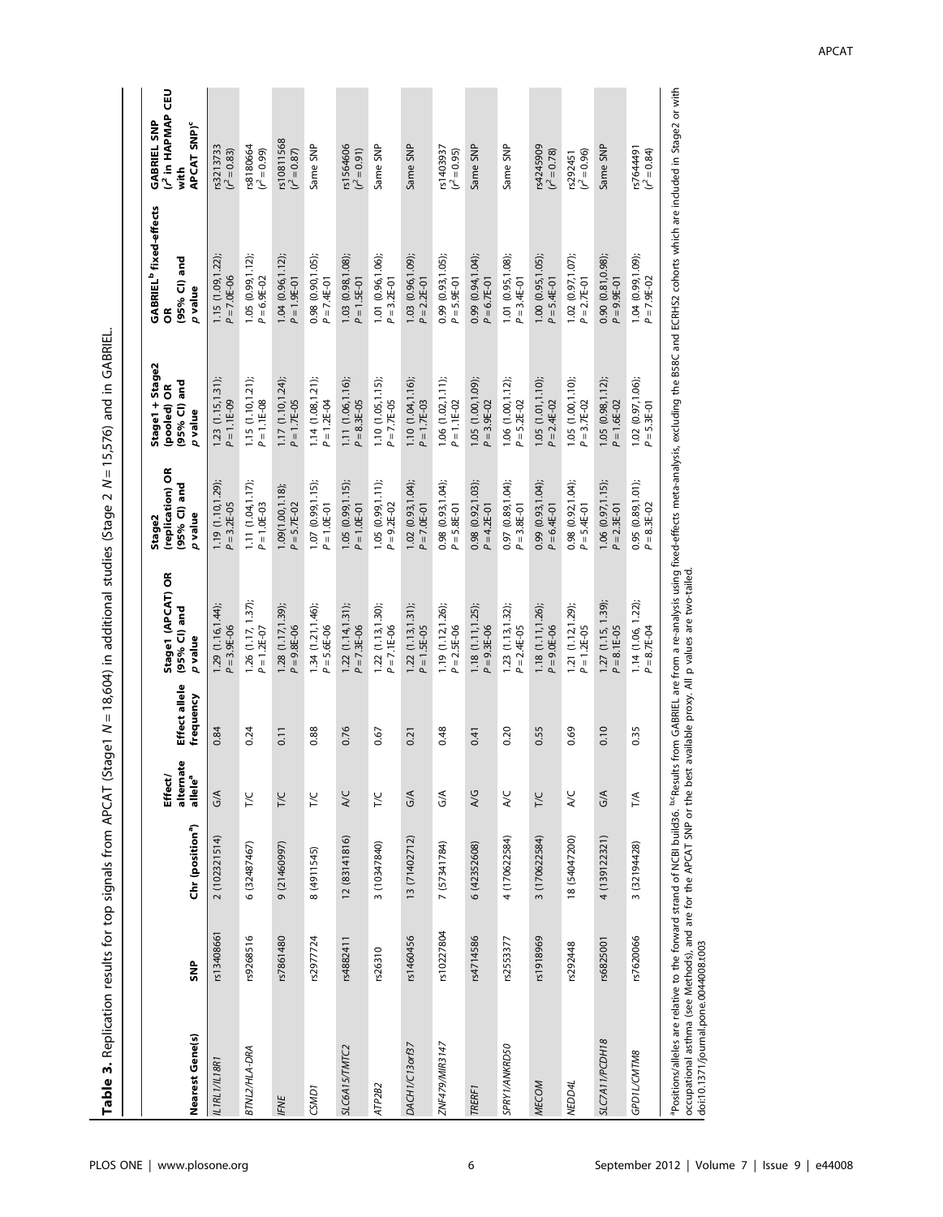**Table 3.** Replication results for top signals from APCAT (Stage1 $N = 18,604$) in additional studies (Stage 2 $N = 15,576$) and in GABRIEL.

| Nearest Gene(s) | SNP | Chr (position[a]) | Effect/alternate allele[a] | Effect allele frequency | Stage1 (APCAT) OR (95% CI) and p value | Stage2 (replication) OR (95% CI) and p value | Stage1 + Stage2 (pooled) OR (95% CI) and p value | GABRIEL[b] fixed-effects OR (95% CI) and p value | GABRIEL SNP ($r^2$ in HAPMAP CEU with APCAT SNP)[c] |
|---|---|---|---|---|---|---|---|---|---|
| *IL1RL1/IL18R1* | rs13408661 | 2 (102321514) | G/A | 0.84 | 1.29 (1.16,1.44); $P = 3.9E\text{-}06$ | 1.19 (1.10,1.29); $P = 3.2E\text{-}05$ | 1.23 (1.15,1.31); $P = 1.1E\text{-}09$ | 1.15 (1.09,1.22); $P = 7.0E\text{-}06$ | rs3213733 ($r^2 = 0.83$) |
| *BTNL2/HLA-DRA* | rs9268516 | 6 (32487467) | T/C | 0.24 | 1.26 (1.17, 1.37); $P = 1.2E\text{-}07$ | 1.11 (1.04,1.17); $P = 1.0E\text{-}03$ | 1.15 (1.10,1.21); $P = 1.1E\text{-}08$ | 1.05 (0.99,1.12); $P = 6.9E\text{-}02$ | rs8180664 ($r^2 = 0.99$) |
| *IFNE* | rs7861480 | 9 (21460997) | T/C | 0.11 | 1.28 (1.17,1.39); $P = 9.8E\text{-}06$ | 1.09(1.00,1.18); $P = 5.7E\text{-}02$ | 1.17 (1.10,1.24); $P = 1.7E\text{-}05$ | 1.04 (0.96,1.12); $P = 1.9E\text{-}01$ | rs10811568 ($r^2 = 0.87$) |
| *CSMD1* | rs2977724 | 8 (4911545) | T/C | 0.88 | 1.34 (1.21,1.46); $P = 5.6E\text{-}06$ | 1.07 (0.99,1.15); $P = 1.0E\text{-}01$ | 1.14 (1.08,1.21); $P = 1.2E\text{-}04$ | 0.98 (0.90,1.05); $P = 7.4E\text{-}01$ | Same SNP |
| *SLC6A15/TMTC2* | rs4882411 | 12 (83141816) | A/C | 0.76 | 1.22 (1.14,1.31); $P = 7.3E\text{-}06$ | 1.05 (0.99,1.15); $P = 1.0E\text{-}01$ | 1.11 (1.06,1.16); $P = 8.3E\text{-}05$ | 1.03 (0.98,1.08); $P = 1.5E\text{-}01$ | rs1564606 ($r^2 = 0.91$) |
| *ATP2B2* | rs26310 | 3 (10347840) | T/C | 0.67 | 1.22 (1.13,1.30); $P = 7.1E\text{-}06$ | 1.05 (0.99,1.11); $P = 9.2E\text{-}02$ | 1.10 (1.05,1.15); $P = 7.7E\text{-}05$ | 1.01 (0.96,1.06); $P = 3.2E\text{-}01$ | Same SNP |
| *DACH1/C13orf37* | rs1460456 | 13 (71402712) | G/A | 0.21 | 1.22 (1.13,1.31); $P = 1.5E\text{-}05$ | 1.02 (0.93,1.04); $P = 7.0E\text{-}01$ | 1.10 (1.04,1.16); $P = 1.7E\text{-}03$ | 1.03 (0.96,1.09); $P = 2.2E\text{-}01$ | Same SNP |
| *ZNF479/MIR3147* | rs10227804 | 7 (57341784) | G/A | 0.48 | 1.19 (1.12,1.26); $P = 2.5E\text{-}06$ | 0.98 (0.93,1.04); $P = 5.8E\text{-}01$ | 1.06 (1.02,1.11); $P = 1.1E\text{-}02$ | 0.99 (0.93,1.05); $P = 5.9E\text{-}01$ | rs1403937 ($r^2 = 0.95$) |
| *TRERF1* | rs4714586 | 6 (42352608) | A/G | 0.41 | 1.18 (1.11,1.25); $P = 9.3E\text{-}06$ | 0.98 (0.92,1.03); $P = 4.2E\text{-}01$ | 1.05 (1.00,1.09); $P = 3.9E\text{-}02$ | 0.99 (0.94,1.04); $P = 6.7E\text{-}01$ | Same SNP |
| *SPRY1/ANKRD50* | rs2553377 | 4 (170622584) | A/C | 0.20 | 1.23 (1.13,1.32); $P = 2.4E\text{-}05$ | 0.97 (0.89,1.04); $P = 3.8E\text{-}01$ | 1.06 (1.00,1.12); $P = 5.2E\text{-}02$ | 1.01 (0.95,1.08); $P = 3.4E\text{-}01$ | Same SNP |
| *MECOM* | rs1918969 | 3 (170622584) | T/C | 0.55 | 1.18 (1.11,1.26); $P = 9.0E\text{-}06$ | 0.99 (0.93,1.04); $P = 6.4E\text{-}01$ | 1.05 (1.01,1.10); $P = 2.4E\text{-}02$ | 1.00 (0.95,1.05); $P = 5.4E\text{-}01$ | rs4245909 ($r^2 = 0.78$) |
| *NEDD4L* | rs292448 | 18 (54047200) | A/C | 0.69 | 1.21 (1.12,1.29); $P = 1.2E\text{-}05$ | 0.98 (0.92,1.04); $P = 5.4E\text{-}01$ | 1.05 (1.00,1.10); $P = 3.7E\text{-}02$ | 1.02 (0.97,1.07); $P = 2.7E\text{-}01$ | rs292451 ($r^2 = 0.96$) |
| *SLC7A11/PCDH18* | rs6825001 | 4 (139122321) | G/A | 0.10 | 1.27 (1.15, 1.39); $P = 8.1E\text{-}05$ | 1.06 (0.97,1.15); $P = 2.3E\text{-}01$ | 1.05 (0.98,1.12); $P = 1.6E\text{-}02$ | 0.90 (0.81,0.98); $P = 9.9E\text{-}01$ | Same SNP |
| *GPD1L/CMTM8* | rs7620066 | 3 (32194428) | T/A | 0.35 | 1.14 (1.06, 1.22); $P = 8.7E\text{-}04$ | 0.95 (0.89,1.01); $P = 8.3E\text{-}02$ | 1.02 (0.97,1.06); $P = 5.3E\text{-}01$ | 1.04 (0.99,1.09); $P = 7.9E\text{-}02$ | rs7644491 ($r^2 = 0.84$) |

[a]Positions/alleles are relative to the forward strand of NCBI build36. [b,c]Results from GABRIEL are from a re-analysis using fixed-effects meta-analysis, excluding the B58C and ECRHS2 cohorts which are included in Stage2 or with occupational asthma (see Methods), and are for the APCAT SNP or the best available proxy. All p values are two-tailed.

doi:10.1371/journal.pone.0044008.t003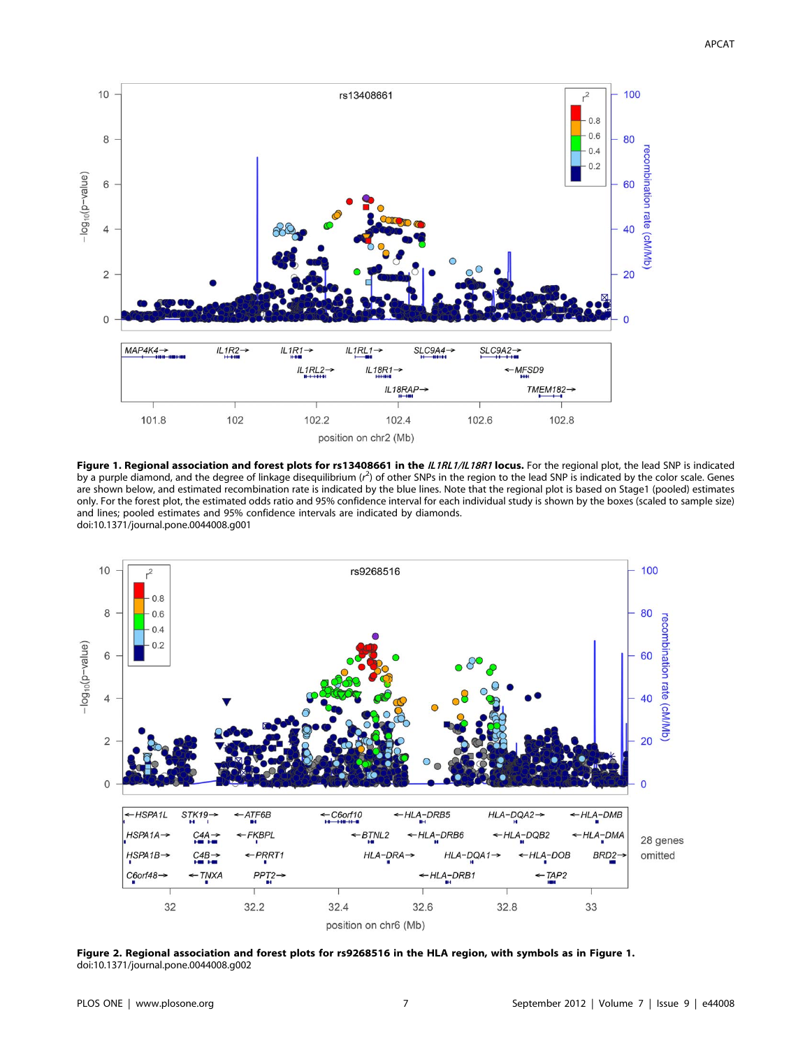**Figure 1. Regional association and forest plots for rs13408661 in the *IL1RL1/IL18R1* locus.** For the regional plot, the lead SNP is indicated by a purple diamond, and the degree of linkage disequilibrium ($r^2$) of other SNPs in the region to the lead SNP is indicated by the color scale. Genes are shown below, and estimated recombination rate is indicated by the blue lines. Note that the regional plot is based on Stage1 (pooled) estimates only. For the forest plot, the estimated odds ratio and 95% confidence interval for each individual study is shown by the boxes (scaled to sample size) and lines; pooled estimates and 95% confidence intervals are indicated by diamonds.
doi:10.1371/journal.pone.0044008.g001

**Figure 2. Regional association and forest plots for rs9268516 in the HLA region, with symbols as in Figure 1.**
doi:10.1371/journal.pone.0044008.g002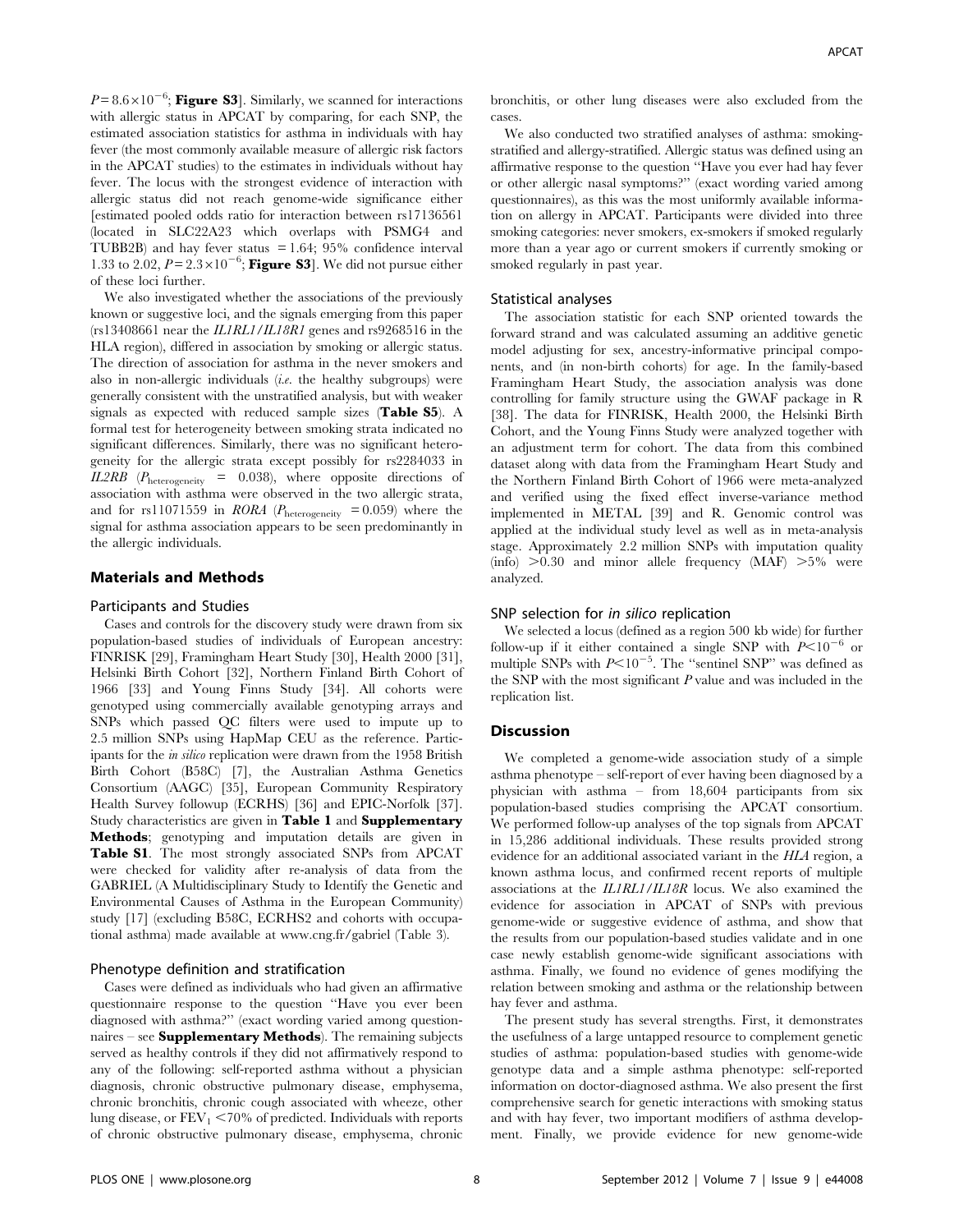$P = 8.6 \times 10^{-6}$; **Figure S3**]. Similarly, we scanned for interactions with allergic status in APCAT by comparing, for each SNP, the estimated association statistics for asthma in individuals with hay fever (the most commonly available measure of allergic risk factors in the APCAT studies) to the estimates in individuals without hay fever. The locus with the strongest evidence of interaction with allergic status did not reach genome-wide significance either [estimated pooled odds ratio for interaction between rs17136561 (located in SLC22A23 which overlaps with PSMG4 and TUBB2B) and hay fever status = 1.64; 95% confidence interval 1.33 to 2.02, $P = 2.3 \times 10^{-6}$; **Figure S3**]. We did not pursue either of these loci further.

We also investigated whether the associations of the previously known or suggestive loci, and the signals emerging from this paper (rs13408661 near the *IL1RL1/IL18R1* genes and rs9268516 in the HLA region), differed in association by smoking or allergic status. The direction of association for asthma in the never smokers and also in non-allergic individuals (*i.e.* the healthy subgroups) were generally consistent with the unstratified analysis, but with weaker signals as expected with reduced sample sizes (**Table S5**). A formal test for heterogeneity between smoking strata indicated no significant differences. Similarly, there was no significant heterogeneity for the allergic strata except possibly for rs2284033 in *IL2RB* ($P_{heterogeneity}$ = 0.038), where opposite directions of association with asthma were observed in the two allergic strata, and for rs11071559 in *RORA* ($P_{heterogeneity}$ = 0.059) where the signal for asthma association appears to be seen predominantly in the allergic individuals.

## Materials and Methods

### Participants and Studies

Cases and controls for the discovery study were drawn from six population-based studies of individuals of European ancestry: FINRISK [29], Framingham Heart Study [30], Health 2000 [31], Helsinki Birth Cohort [32], Northern Finland Birth Cohort of 1966 [33] and Young Finns Study [34]. All cohorts were genotyped using commercially available genotyping arrays and SNPs which passed QC filters were used to impute up to 2.5 million SNPs using HapMap CEU as the reference. Participants for the *in silico* replication were drawn from the 1958 British Birth Cohort (B58C) [7], the Australian Asthma Genetics Consortium (AAGC) [35], European Community Respiratory Health Survey followup (ECRHS) [36] and EPIC-Norfolk [37]. Study characteristics are given in **Table 1** and **Supplementary Methods**; genotyping and imputation details are given in **Table S1**. The most strongly associated SNPs from APCAT were checked for validity after re-analysis of data from the GABRIEL (A Multidisciplinary Study to Identify the Genetic and Environmental Causes of Asthma in the European Community) study [17] (excluding B58C, ECRHS2 and cohorts with occupational asthma) made available at www.cng.fr/gabriel (Table 3).

### Phenotype definition and stratification

Cases were defined as individuals who had given an affirmative questionnaire response to the question "Have you ever been diagnosed with asthma?" (exact wording varied among questionnaires – see **Supplementary Methods**). The remaining subjects served as healthy controls if they did not affirmatively respond to any of the following: self-reported asthma without a physician diagnosis, chronic obstructive pulmonary disease, emphysema, chronic bronchitis, chronic cough associated with wheeze, other lung disease, or $FEV_1$ <70% of predicted. Individuals with reports of chronic obstructive pulmonary disease, emphysema, chronic bronchitis, or other lung diseases were also excluded from the cases.

We also conducted two stratified analyses of asthma: smoking-stratified and allergy-stratified. Allergic status was defined using an affirmative response to the question "Have you ever had hay fever or other allergic nasal symptoms?" (exact wording varied among questionnaires), as this was the most uniformly available information on allergy in APCAT. Participants were divided into three smoking categories: never smokers, ex-smokers if smoked regularly more than a year ago or current smokers if currently smoking or smoked regularly in past year.

### Statistical analyses

The association statistic for each SNP oriented towards the forward strand and was calculated assuming an additive genetic model adjusting for sex, ancestry-informative principal components, and (in non-birth cohorts) for age. In the family-based Framingham Heart Study, the association analysis was done controlling for family structure using the GWAF package in R [38]. The data for FINRISK, Health 2000, the Helsinki Birth Cohort, and the Young Finns Study were analyzed together with an adjustment term for cohort. The data from this combined dataset along with data from the Framingham Heart Study and the Northern Finland Birth Cohort of 1966 were meta-analyzed and verified using the fixed effect inverse-variance method implemented in METAL [39] and R. Genomic control was applied at the individual study level as well as in meta-analysis stage. Approximately 2.2 million SNPs with imputation quality (info) >0.30 and minor allele frequency (MAF) >5% were analyzed.

### SNP selection for *in silico* replication

We selected a locus (defined as a region 500 kb wide) for further follow-up if it either contained a single SNP with $P < 10^{-6}$ or multiple SNPs with $P < 10^{-5}$. The "sentinel SNP" was defined as the SNP with the most significant $P$ value and was included in the replication list.

## Discussion

We completed a genome-wide association study of a simple asthma phenotype – self-report of ever having been diagnosed by a physician with asthma – from 18,604 participants from six population-based studies comprising the APCAT consortium. We performed follow-up analyses of the top signals from APCAT in 15,286 additional individuals. These results provided strong evidence for an additional associated variant in the *HLA* region, a known asthma locus, and confirmed recent reports of multiple associations at the *IL1RL1/IL18R* locus. We also examined the evidence for association in APCAT of SNPs with previous genome-wide or suggestive evidence of asthma, and show that the results from our population-based studies validate and in one case newly establish genome-wide significant associations with asthma. Finally, we found no evidence of genes modifying the relation between smoking and asthma or the relationship between hay fever and asthma.

The present study has several strengths. First, it demonstrates the usefulness of a large untapped resource to complement genetic studies of asthma: population-based studies with genome-wide genotype data and a simple asthma phenotype: self-reported information on doctor-diagnosed asthma. We also present the first comprehensive search for genetic interactions with smoking status and with hay fever, two important modifiers of asthma development. Finally, we provide evidence for new genome-wide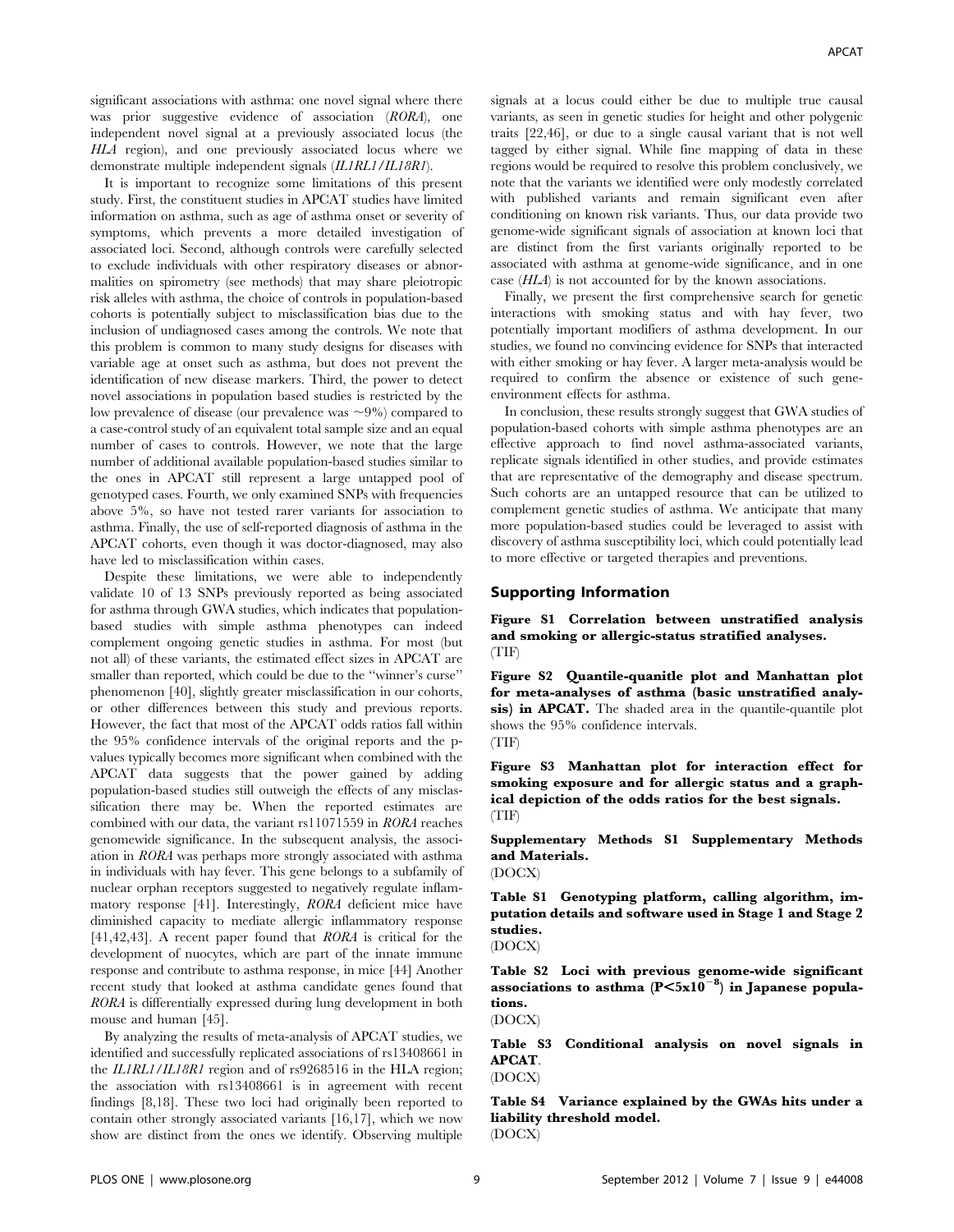significant associations with asthma: one novel signal where there was prior suggestive evidence of association (*RORA*), one independent novel signal at a previously associated locus (the *HLA* region), and one previously associated locus where we demonstrate multiple independent signals (*IL1RL1/IL18R1*).

It is important to recognize some limitations of this present study. First, the constituent studies in APCAT studies have limited information on asthma, such as age of asthma onset or severity of symptoms, which prevents a more detailed investigation of associated loci. Second, although controls were carefully selected to exclude individuals with other respiratory diseases or abnormalities on spirometry (see methods) that may share pleiotropic risk alleles with asthma, the choice of controls in population-based cohorts is potentially subject to misclassification bias due to the inclusion of undiagnosed cases among the controls. We note that this problem is common to many study designs for diseases with variable age at onset such as asthma, but does not prevent the identification of new disease markers. Third, the power to detect novel associations in population based studies is restricted by the low prevalence of disease (our prevalence was ~9%) compared to a case-control study of an equivalent total sample size and an equal number of cases to controls. However, we note that the large number of additional available population-based studies similar to the ones in APCAT still represent a large untapped pool of genotyped cases. Fourth, we only examined SNPs with frequencies above 5%, so have not tested rarer variants for association to asthma. Finally, the use of self-reported diagnosis of asthma in the APCAT cohorts, even though it was doctor-diagnosed, may also have led to misclassification within cases.

Despite these limitations, we were able to independently validate 10 of 13 SNPs previously reported as being associated for asthma through GWA studies, which indicates that population-based studies with simple asthma phenotypes can indeed complement ongoing genetic studies in asthma. For most (but not all) of these variants, the estimated effect sizes in APCAT are smaller than reported, which could be due to the "winner's curse" phenomenon [40], slightly greater misclassification in our cohorts, or other differences between this study and previous reports. However, the fact that most of the APCAT odds ratios fall within the 95% confidence intervals of the original reports and the p-values typically becomes more significant when combined with the APCAT data suggests that the power gained by adding population-based studies still outweigh the effects of any misclassification there may be. When the reported estimates are combined with our data, the variant rs11071559 in *RORA* reaches genomewide significance. In the subsequent analysis, the association in *RORA* was perhaps more strongly associated with asthma in individuals with hay fever. This gene belongs to a subfamily of nuclear orphan receptors suggested to negatively regulate inflammatory response [41]. Interestingly, *RORA* deficient mice have diminished capacity to mediate allergic inflammatory response [41,42,43]. A recent paper found that *RORA* is critical for the development of nuocytes, which are part of the innate immune response and contribute to asthma response, in mice [44] Another recent study that looked at asthma candidate genes found that *RORA* is differentially expressed during lung development in both mouse and human [45].

By analyzing the results of meta-analysis of APCAT studies, we identified and successfully replicated associations of rs13408661 in the *IL1RL1/IL18R1* region and of rs9268516 in the HLA region; the association with rs13408661 is in agreement with recent findings [8,18]. These two loci had originally been reported to contain other strongly associated variants [16,17], which we now show are distinct from the ones we identify. Observing multiple signals at a locus could either be due to multiple true causal variants, as seen in genetic studies for height and other polygenic traits [22,46], or due to a single causal variant that is not well tagged by either signal. While fine mapping of data in these regions would be required to resolve this problem conclusively, we note that the variants we identified were only modestly correlated with published variants and remain significant even after conditioning on known risk variants. Thus, our data provide two genome-wide significant signals of association at known loci that are distinct from the first variants originally reported to be associated with asthma at genome-wide significance, and in one case (*HLA*) is not accounted for by the known associations.

Finally, we present the first comprehensive search for genetic interactions with smoking status and with hay fever, two potentially important modifiers of asthma development. In our studies, we found no convincing evidence for SNPs that interacted with either smoking or hay fever. A larger meta-analysis would be required to confirm the absence or existence of such gene-environment effects for asthma.

In conclusion, these results strongly suggest that GWA studies of population-based cohorts with simple asthma phenotypes are an effective approach to find novel asthma-associated variants, replicate signals identified in other studies, and provide estimates that are representative of the demography and disease spectrum. Such cohorts are an untapped resource that can be utilized to complement genetic studies of asthma. We anticipate that many more population-based studies could be leveraged to assist with discovery of asthma susceptibility loci, which could potentially lead to more effective or targeted therapies and preventions.

## Supporting Information

**Figure S1 Correlation between unstratified analysis and smoking or allergic-status stratified analyses.**
(TIF)

**Figure S2 Quantile-quanitle plot and Manhattan plot for meta-analyses of asthma (basic unstratified analysis) in APCAT.** The shaded area in the quantile-quantile plot shows the 95% confidence intervals.
(TIF)

**Figure S3 Manhattan plot for interaction effect for smoking exposure and for allergic status and a graphical depiction of the odds ratios for the best signals.**
(TIF)

**Supplementary Methods S1 Supplementary Methods and Materials.**
(DOCX)

**Table S1 Genotyping platform, calling algorithm, imputation details and software used in Stage 1 and Stage 2 studies.**
(DOCX)

**Table S2 Loci with previous genome-wide significant associations to asthma ($P<5x10^{-8}$) in Japanese populations.**
(DOCX)

**Table S3 Conditional analysis on novel signals in APCAT.**
(DOCX)

**Table S4 Variance explained by the GWAs hits under a liability threshold model.**
(DOCX)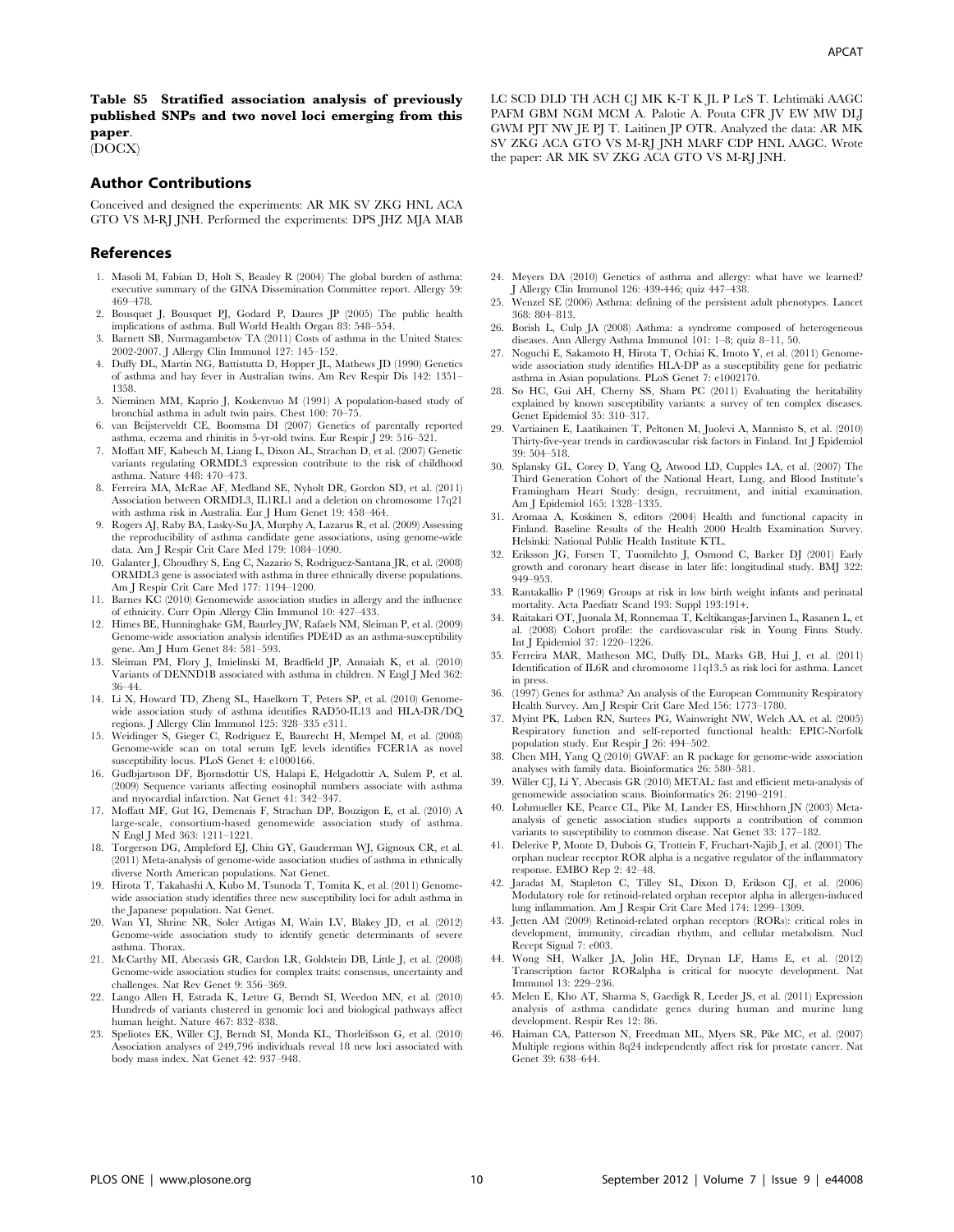**Table S5 Stratified association analysis of previously published SNPs and two novel loci emerging from this paper.**
(DOCX)

## Author Contributions

Conceived and designed the experiments: AR MK SV ZKG HNL ACA GTO VS M-RJ JNH. Performed the experiments: DPS JHZ MJA MAB LC SCD DLD TH ACH CJ MK K-T K JL P LeS T. Lehtimäki AAGC PAFM GBM NGM MCM A. Palotie A. Pouta CFR JV EW MW DLJ GWM PJT NW JE PJ T. Laitinen JP OTR. Analyzed the data: AR MK SV ZKG ACA GTO VS M-RJ JNH MARF CDP HNL AAGC. Wrote the paper: AR MK SV ZKG ACA GTO VS M-RJ JNH.

## References

1. Masoli M, Fabian D, Holt S, Beasley R (2004) The global burden of asthma: executive summary of the GINA Dissemination Committee report. Allergy 59: 469–478.
2. Bousquet J, Bousquet PJ, Godard P, Daures JP (2005) The public health implications of asthma. Bull World Health Organ 83: 548–554.
3. Barnett SB, Nurmagambetov TA (2011) Costs of asthma in the United States: 2002-2007. J Allergy Clin Immunol 127: 145–152.
4. Duffy DL, Martin NG, Battistutta D, Hopper JL, Mathews JD (1990) Genetics of asthma and hay fever in Australian twins. Am Rev Respir Dis 142: 1351–1358.
5. Nieminen MM, Kaprio J, Koskenvuo M (1991) A population-based study of bronchial asthma in adult twin pairs. Chest 100: 70–75.
6. van Beijsterveldt CE, Boomsma DI (2007) Genetics of parentally reported asthma, eczema and rhinitis in 5-yr-old twins. Eur Respir J 29: 516–521.
7. Moffatt MF, Kabesch M, Liang L, Dixon AL, Strachan D, et al. (2007) Genetic variants regulating ORMDL3 expression contribute to the risk of childhood asthma. Nature 448: 470–473.
8. Ferreira MA, McRae AF, Medland SE, Nyholt DR, Gordon SD, et al. (2011) Association between ORMDL3, IL1RL1 and a deletion on chromosome 17q21 with asthma risk in Australia. Eur J Hum Genet 19: 458–464.
9. Rogers AJ, Raby BA, Lasky-Su JA, Murphy A, Lazarus R, et al. (2009) Assessing the reproducibility of asthma candidate gene associations, using genome-wide data. Am J Respir Crit Care Med 179: 1084–1090.
10. Galanter J, Choudhry S, Eng C, Nazario S, Rodriguez-Santana JR, et al. (2008) ORMDL3 gene is associated with asthma in three ethnically diverse populations. Am J Respir Crit Care Med 177: 1194–1200.
11. Barnes KC (2010) Genomewide association studies in allergy and the influence of ethnicity. Curr Opin Allergy Clin Immunol 10: 427–433.
12. Himes BE, Hunninghake GM, Baurley JW, Rafaels NM, Sleiman P, et al. (2009) Genome-wide association analysis identifies PDE4D as an asthma-susceptibility gene. Am J Hum Genet 84: 581–593.
13. Sleiman PM, Flory J, Imielinski M, Bradfield JP, Annaiah K, et al. (2010) Variants of DENND1B associated with asthma in children. N Engl J Med 362: 36–44.
14. Li X, Howard TD, Zheng SL, Haselkorn T, Peters SP, et al. (2010) Genome-wide association study of asthma identifies RAD50-IL13 and HLA-DR/DQ regions. J Allergy Clin Immunol 125: 328–335 e311.
15. Weidinger S, Gieger C, Rodriguez E, Baurecht H, Mempel M, et al. (2008) Genome-wide scan on total serum IgE levels identifies FCER1A as novel susceptibility locus. PLoS Genet 4: e1000166.
16. Gudbjartsson DF, Bjornsdottir US, Halapi E, Helgadottir A, Sulem P, et al. (2009) Sequence variants affecting eosinophil numbers associate with asthma and myocardial infarction. Nat Genet 41: 342–347.
17. Moffatt MF, Gut IG, Demenais F, Strachan DP, Bouzigon E, et al. (2010) A large-scale, consortium-based genomewide association study of asthma. N Engl J Med 363: 1211–1221.
18. Torgerson DG, Ampleford EJ, Chiu GY, Gauderman WJ, Gignoux CR, et al. (2011) Meta-analysis of genome-wide association studies of asthma in ethnically diverse North American populations. Nat Genet.
19. Hirota T, Takahashi A, Kubo M, Tsunoda T, Tomita K, et al. (2011) Genome-wide association study identifies three new susceptibility loci for adult asthma in the Japanese population. Nat Genet.
20. Wan YI, Shrine NR, Soler Artigas M, Wain LV, Blakey JD, et al. (2012) Genome-wide association study to identify genetic determinants of severe asthma. Thorax.
21. McCarthy MI, Abecasis GR, Cardon LR, Goldstein DB, Little J, et al. (2008) Genome-wide association studies for complex traits: consensus, uncertainty and challenges. Nat Rev Genet 9: 356–369.
22. Lango Allen H, Estrada K, Lettre G, Berndt SI, Weedon MN, et al. (2010) Hundreds of variants clustered in genomic loci and biological pathways affect human height. Nature 467: 832–838.
23. Speliotes EK, Willer CJ, Berndt SI, Monda KL, Thorleifsson G, et al. (2010) Association analyses of 249,796 individuals reveal 18 new loci associated with body mass index. Nat Genet 42: 937–948.
24. Meyers DA (2010) Genetics of asthma and allergy: what have we learned? J Allergy Clin Immunol 126: 439-446; quiz 447–438.
25. Wenzel SE (2006) Asthma: defining of the persistent adult phenotypes. Lancet 368: 804–813.
26. Borish L, Culp JA (2008) Asthma: a syndrome composed of heterogeneous diseases. Ann Allergy Asthma Immunol 101: 1–8; quiz 8–11, 50.
27. Noguchi E, Sakamoto H, Hirota T, Ochiai K, Imoto Y, et al. (2011) Genome-wide association study identifies HLA-DP as a susceptibility gene for pediatric asthma in Asian populations. PLoS Genet 7: e1002170.
28. So HC, Gui AH, Cherny SS, Sham PC (2011) Evaluating the heritability explained by known susceptibility variants: a survey of ten complex diseases. Genet Epidemiol 35: 310–317.
29. Vartiainen E, Laatikainen T, Peltonen M, Juolevi A, Mannisto S, et al. (2010) Thirty-five-year trends in cardiovascular risk factors in Finland. Int J Epidemiol 39: 504–518.
30. Splansky GL, Corey D, Yang Q, Atwood LD, Cupples LA, et al. (2007) The Third Generation Cohort of the National Heart, Lung, and Blood Institute's Framingham Heart Study: design, recruitment, and initial examination. Am J Epidemiol 165: 1328–1335.
31. Aromaa A, Koskinen S, editors (2004) Health and functional capacity in Finland. Baseline Results of the Health 2000 Health Examination Survey. Helsinki: National Public Health Institute KTL.
32. Eriksson JG, Forsen T, Tuomilehto J, Osmond C, Barker DJ (2001) Early growth and coronary heart disease in later life: longitudinal study. BMJ 322: 949–953.
33. Rantakallio P (1969) Groups at risk in low birth weight infants and perinatal mortality. Acta Paediatr Scand 193: Suppl 193:191+.
34. Raitakari OT, Juonala M, Ronnemaa T, Keltikangas-Jarvinen L, Rasanen L, et al. (2008) Cohort profile: the cardiovascular risk in Young Finns Study. Int J Epidemiol 37: 1220–1226.
35. Ferreira MAR, Matheson MC, Duffy DL, Marks GB, Hui J, et al. (2011) Identification of IL6R and chromosome 11q13.5 as risk loci for asthma. Lancet in press.
36. (1997) Genes for asthma? An analysis of the European Community Respiratory Health Survey. Am J Respir Crit Care Med 156: 1773–1780.
37. Wareham NJ, Luben RN, Surtees PG, Wainwright NW, Welch AA, et al. (2005) Respiratory function and self-reported functional health: EPIC-Norfolk population study. Eur Respir J 26: 494–502.
38. Chen MH, Yang Q (2010) GWAF: an R package for genome-wide association analyses with family data. Bioinformatics 26: 580–581.
39. Willer CJ, Li Y, Abecasis GR (2010) METAL: fast and efficient meta-analysis of genomewide association scans. Bioinformatics 26: 2190–2191.
40. Lohmueller KE, Pearce CL, Pike M, Lander ES, Hirschhorn JN (2003) Meta-analysis of genetic association studies supports a contribution of common variants to susceptibility to common disease. Nat Genet 33: 177–182.
41. Delerive P, Monte D, Dubois G, Trottein F, Fruchart-Najib J, et al. (2001) The orphan nuclear receptor ROR alpha is a negative regulator of the inflammatory response. EMBO Rep 2: 42–48.
42. Jaradat M, Stapleton C, Tilley SL, Dixon D, Erikson CJ, et al. (2006) Modulatory role for retinoid-related orphan receptor alpha in allergen-induced lung inflammation. Am J Respir Crit Care Med 174: 1299–1309.
43. Jetten AM (2009) Retinoid-related orphan receptors (RORs): critical roles in development, immunity, circadian rhythm, and cellular metabolism. Nucl Recept Signal 7: e003.
44. Wong SH, Walker JA, Jolin HE, Drynan LF, Hams E, et al. (2012) Transcription factor RORalpha is critical for nuocyte development. Nat Immunol 13: 229–236.
45. Melen E, Kho AT, Sharma S, Gaedigk R, Leeder JS, et al. (2011) Expression analysis of asthma candidate genes during human and murine lung development. Respir Res 12: 86.
46. Haiman CA, Patterson N, Freedman ML, Myers SR, Pike MC, et al. (2007) Multiple regions within 8q24 independently affect risk for prostate cancer. Nat Genet 39: 638–644.